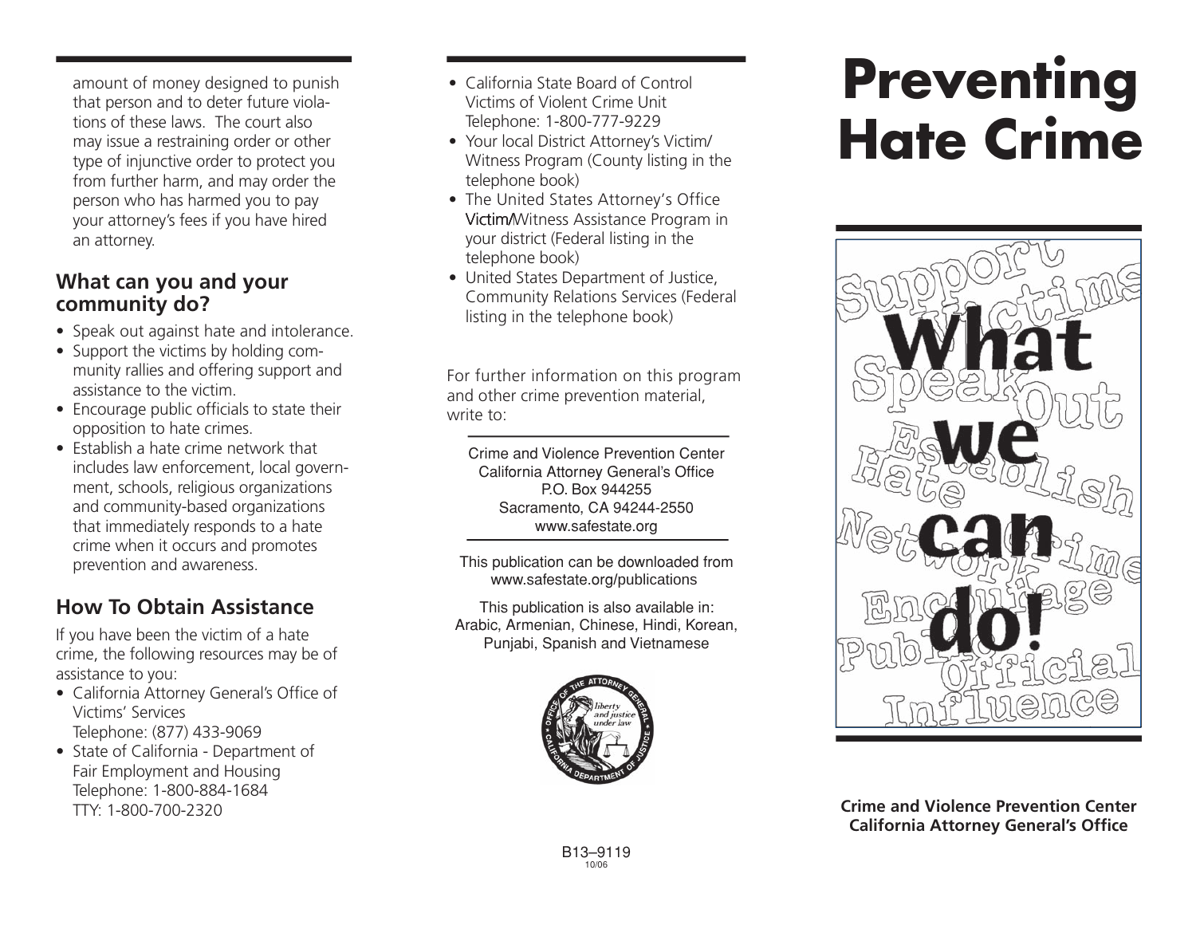amount of money designed to punish that person and to deter future violations of these laws. The court also may issue a restraining order or other type of injunctive order to protect you from further harm, and may order the person who has harmed you to pay your attorney's fees if you have hired an attorney.

## What can you and your community do?

- Speak out against hate and intolerance.
- Support the victims by holding community rallies and offering support and assistance to the victim.
- Encourage public officials to state their opposition to hate crimes.
- Establish a hate crime network that includes law enforcement, local government, schools, religious organizations and community-based organizations that immediately responds to a hate crime when it occurs and promotes prevention and awareness.

## How To Obtain Assistance

If you have been the victim of a hate crime, the following resources may be of assistance to you:

- California Attorney General's Office of Victims' Services
  Telephone: (877) 433-9069
- State of California - Department of Fair Employment and Housing
  Telephone: 1-800-884-1684
  TTY: 1-800-700-2320
- California State Board of Control Victims of Violent Crime Unit
  Telephone: 1-800-777-9229
- Your local District Attorney's Victim/Witness Program (County listing in the telephone book)
- The United States Attorney's Office Victim/Witness Assistance Program in your district (Federal listing in the telephone book)
- United States Department of Justice, Community Relations Services (Federal listing in the telephone book)

For further information on this program and other crime prevention material, write to:

Crime and Violence Prevention Center
California Attorney General's Office
P.O. Box 944255
Sacramento, CA 94244-2550
www.safestate.org

This publication can be downloaded from www.safestate.org/publications

This publication is also available in: Arabic, Armenian, Chinese, Hindi, Korean, Punjabi, Spanish and Vietnamese

B13–9119
10/06

# Preventing Hate Crime

What we can do!

Support Victims
Speak Out
Establish Hate Crime Network
Encourage Public Official Influence

**Crime and Violence Prevention Center**
**California Attorney General's Office**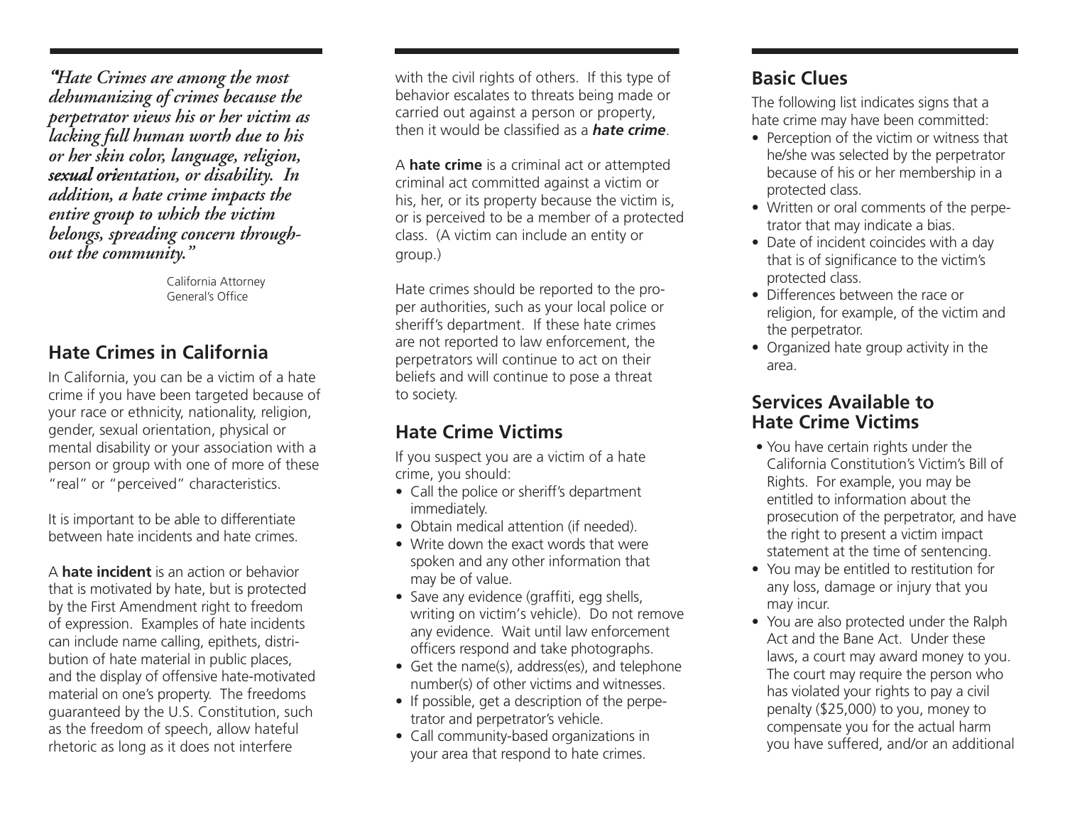*"Hate Crimes are among the most dehumanizing of crimes because the perpetrator views his or her victim as lacking full human worth due to his or her skin color, language, religion, sexual orientation, or disability. In addition, a hate crime impacts the entire group to which the victim belongs, spreading concern throughout the community."*

California Attorney General's Office

## Hate Crimes in California

In California, you can be a victim of a hate crime if you have been targeted because of your race or ethnicity, nationality, religion, gender, sexual orientation, physical or mental disability or your association with a person or group with one of more of these "real" or "perceived" characteristics.

It is important to be able to differentiate between hate incidents and hate crimes.

A **hate incident** is an action or behavior that is motivated by hate, but is protected by the First Amendment right to freedom of expression. Examples of hate incidents can include name calling, epithets, distribution of hate material in public places, and the display of offensive hate-motivated material on one's property. The freedoms guaranteed by the U.S. Constitution, such as the freedom of speech, allow hateful rhetoric as long as it does not interfere with the civil rights of others. If this type of behavior escalates to threats being made or carried out against a person or property, then it would be classified as a ***hate crime***.

A **hate crime** is a criminal act or attempted criminal act committed against a victim or his, her, or its property because the victim is, or is perceived to be a member of a protected class. (A victim can include an entity or group.)

Hate crimes should be reported to the proper authorities, such as your local police or sheriff's department. If these hate crimes are not reported to law enforcement, the perpetrators will continue to act on their beliefs and will continue to pose a threat to society.

## Hate Crime Victims

If you suspect you are a victim of a hate crime, you should:

- Call the police or sheriff's department immediately.
- Obtain medical attention (if needed).
- Write down the exact words that were spoken and any other information that may be of value.
- Save any evidence (graffiti, egg shells, writing on victim's vehicle). Do not remove any evidence. Wait until law enforcement officers respond and take photographs.
- Get the name(s), address(es), and telephone number(s) of other victims and witnesses.
- If possible, get a description of the perpetrator and perpetrator's vehicle.
- Call community-based organizations in your area that respond to hate crimes.

## Basic Clues

The following list indicates signs that a hate crime may have been committed:

- Perception of the victim or witness that he/she was selected by the perpetrator because of his or her membership in a protected class.
- Written or oral comments of the perpetrator that may indicate a bias.
- Date of incident coincides with a day that is of significance to the victim's protected class.
- Differences between the race or religion, for example, of the victim and the perpetrator.
- Organized hate group activity in the area.

## Services Available to Hate Crime Victims

- You have certain rights under the California Constitution's Victim's Bill of Rights. For example, you may be entitled to information about the prosecution of the perpetrator, and have the right to present a victim impact statement at the time of sentencing.
- You may be entitled to restitution for any loss, damage or injury that you may incur.
- You are also protected under the Ralph Act and the Bane Act. Under these laws, a court may award money to you. The court may require the person who has violated your rights to pay a civil penalty ($25,000) to you, money to compensate you for the actual harm you have suffered, and/or an additional